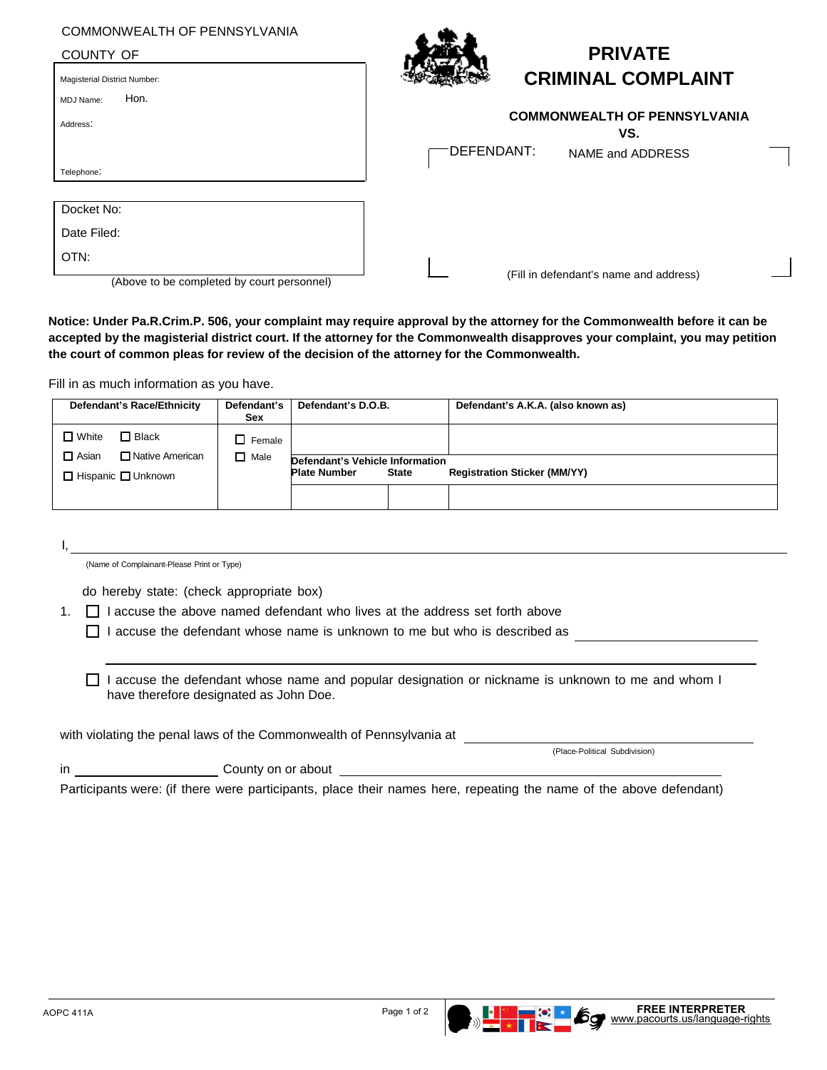COMMONWEALTH OF PENNSYLVANIA

COUNTY OF

Magisterial District Number:

MDJ Name: Hon.

Address:

Telephone:

# PRIVATE CRIMINAL COMPLAINT

**COMMONWEALTH OF PENNSYLVANIA**

**VS.**

DEFENDANT: NAME and ADDRESS

(Fill in defendant's name and address)

Docket No:

Date Filed:

OTN:

(Above to be completed by court personnel)

**Notice: Under Pa.R.Crim.P. 506, your complaint may require approval by the attorney for the Commonwealth before it can be accepted by the magisterial district court. If the attorney for the Commonwealth disapproves your complaint, you may petition the court of common pleas for review of the decision of the attorney for the Commonwealth.**

Fill in as much information as you have.

| Defendant's Race/Ethnicity | Defendant's Sex | Defendant's D.O.B. | | Defendant's A.K.A. (also known as) |
|---|---|---|---|---|
| ☐ White ☐ Black ☐ Asian ☐ Native American ☐ Hispanic ☐ Unknown | ☐ Female ☐ Male | | | |
| | | **Defendant's Vehicle Information** | | |
| | | **Plate Number** | **State** | **Registration Sticker (MM/YY)** |
| | | | | |

I, ______________________________________________

(Name of Complainant-Please Print or Type)

do hereby state: (check appropriate box)

1. ☐ I accuse the above named defendant who lives at the address set forth above

   ☐ I accuse the defendant whose name is unknown to me but who is described as ____________________

   ______________________________________________

   ☐ I accuse the defendant whose name and popular designation or nickname is unknown to me and whom I have therefore designated as John Doe.

with violating the penal laws of the Commonwealth of Pennsylvania at ______________________________

(Place-Political Subdivision)

in ____________________ County on or about ______________________________

Participants were: (if there were participants, place their names here, repeating the name of the above defendant)

AOPC 411A

**FREE INTERPRETER**
www.pacourts.us/language-rights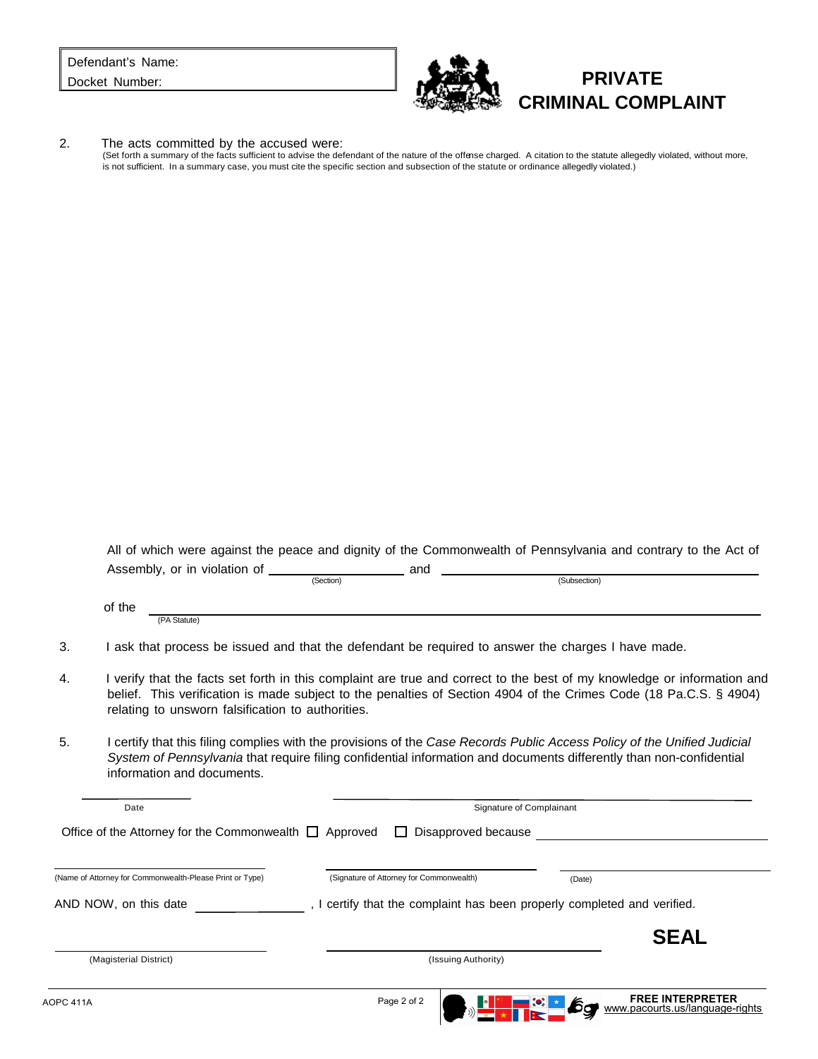Defendant's Name:
Docket Number:

# PRIVATE CRIMINAL COMPLAINT

2. The acts committed by the accused were:
(Set forth a summary of the facts sufficient to advise the defendant of the nature of the offense charged. A citation to the statute allegedly violated, without more, is not sufficient. In a summary case, you must cite the specific section and subsection of the statute or ordinance allegedly violated.)

All of which were against the peace and dignity of the Commonwealth of Pennsylvania and contrary to the Act of Assembly, or in violation of ____________________ (Section) and ____________________ (Subsection)

of the ________________________________________ (PA Statute)

3. I ask that process be issued and that the defendant be required to answer the charges I have made.

4. I verify that the facts set forth in this complaint are true and correct to the best of my knowledge or information and belief. This verification is made subject to the penalties of Section 4904 of the Crimes Code (18 Pa.C.S. § 4904) relating to unsworn falsification to authorities.

5. I certify that this filing complies with the provisions of the *Case Records Public Access Policy of the Unified Judicial System of Pennsylvania* that require filing confidential information and documents differently than non-confidential information and documents.

______________ Date

______________________________ Signature of Complainant

Office of the Attorney for the Commonwealth ☐ Approved ☐ Disapproved because ____________________

______________________________ (Name of Attorney for Commonwealth-Please Print or Type)

______________________________ (Signature of Attorney for Commonwealth)

______________ (Date)

AND NOW, on this date ______________, I certify that the complaint has been properly completed and verified.

**SEAL**

______________________________ (Magisterial District)

______________________________ (Issuing Authority)

AOPC 411A

**FREE INTERPRETER**
www.pacourts.us/language-rights